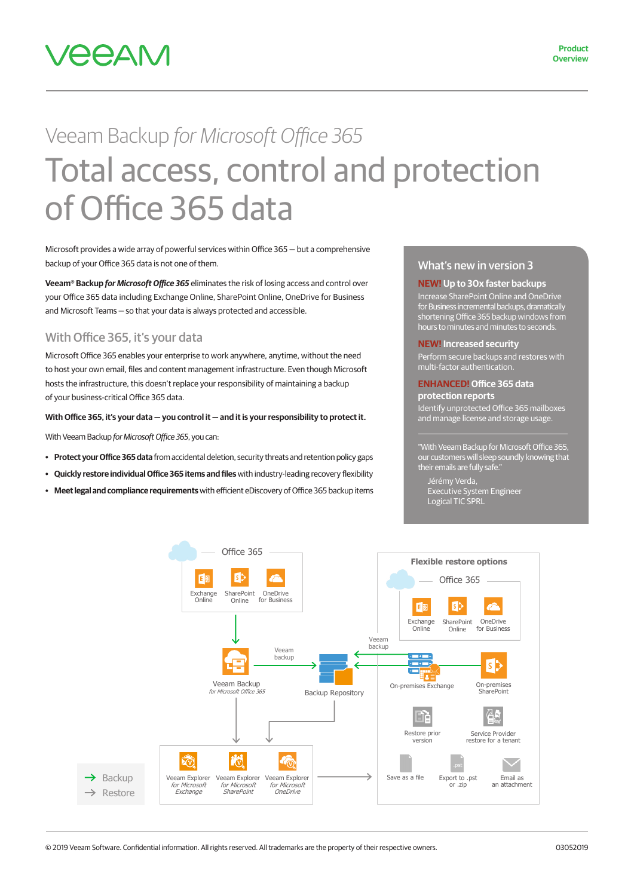# Veeam Backup *for Microsoft Office 365*

# Total access, control and protection of Office 365 data

Microsoft provides a wide array of powerful services within Office 365 — but a comprehensive backup of your Office 365 data is not one of them.

**Veeam® Backup *for Microsoft Office 365*** eliminates the risk of losing access and control over your Office 365 data including Exchange Online, SharePoint Online, OneDrive for Business and Microsoft Teams — so that your data is always protected and accessible.

## With Office 365, it's your data

Microsoft Office 365 enables your enterprise to work anywhere, anytime, without the need to host your own email, files and content management infrastructure. Even though Microsoft hosts the infrastructure, this doesn't replace your responsibility of maintaining a backup of your business-critical Office 365 data.

**With Office 365, it's your data — you control it — and it is your responsibility to protect it.**

With Veeam Backup *for Microsoft Office 365*, you can:

- **Protect your Office 365 data** from accidental deletion, security threats and retention policy gaps
- **Quickly restore individual Office 365 items and files** with industry-leading recovery flexibility
- **Meet legal and compliance requirements** with efficient eDiscovery of Office 365 backup items

## What's new in version 3

**NEW! Up to 30x faster backups**
Increase SharePoint Online and OneDrive for Business incremental backups, dramatically shortening Office 365 backup windows from hours to minutes and minutes to seconds.

**NEW! Increased security**
Perform secure backups and restores with multi-factor authentication.

**ENHANCED! Office 365 data protection reports**
Identify unprotected Office 365 mailboxes and manage license and storage usage.

"With Veeam Backup for Microsoft Office 365, our customers will sleep soundly knowing that their emails are fully safe."

Jérémy Verda,
Executive System Engineer
Logical TIC SPRL

Office 365: Exchange Online, SharePoint Online, OneDrive for Business → Veeam Backup *for Microsoft Office 365* → Veeam backup → Backup Repository

Veeam Explorer *for Microsoft Exchange*, Veeam Explorer *for Microsoft SharePoint*, Veeam Explorer *for Microsoft OneDrive*

**Flexible restore options**

Office 365: Exchange Online, SharePoint Online, OneDrive for Business

Veeam backup: On-premises Exchange, On-premises SharePoint

Restore prior version, Service Provider restore for a tenant

Save as a file, Export to .pst or .zip, Email as an attachment

→ Backup
→ Restore

© 2019 Veeam Software. Confidential information. All rights reserved. All trademarks are the property of their respective owners.

03052019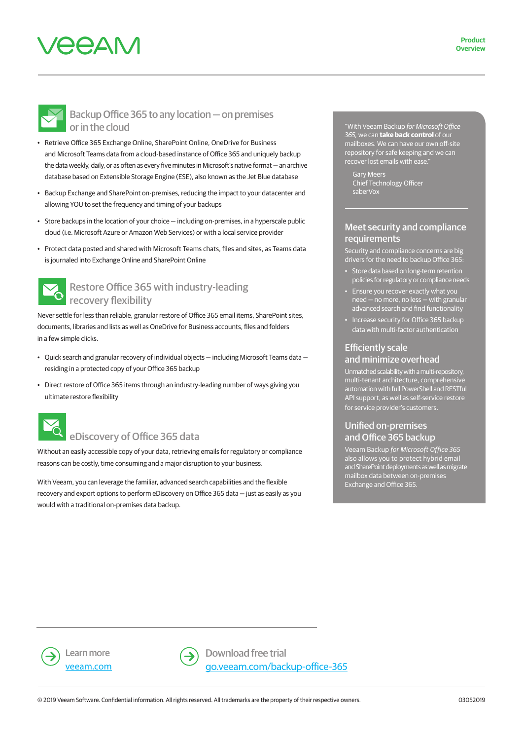## Backup Office 365 to any location — on premises or in the cloud

- Retrieve Office 365 Exchange Online, SharePoint Online, OneDrive for Business and Microsoft Teams data from a cloud-based instance of Office 365 and uniquely backup the data weekly, daily, or as often as every five minutes in Microsoft's native format — an archive database based on Extensible Storage Engine (ESE), also known as the Jet Blue database
- Backup Exchange and SharePoint on-premises, reducing the impact to your datacenter and allowing YOU to set the frequency and timing of your backups
- Store backups in the location of your choice — including on-premises, in a hyperscale public cloud (i.e. Microsoft Azure or Amazon Web Services) or with a local service provider
- Protect data posted and shared with Microsoft Teams chats, files and sites, as Teams data is journaled into Exchange Online and SharePoint Online

## Restore Office 365 with industry-leading recovery flexibility

Never settle for less than reliable, granular restore of Office 365 email items, SharePoint sites, documents, libraries and lists as well as OneDrive for Business accounts, files and folders in a few simple clicks.

- Quick search and granular recovery of individual objects — including Microsoft Teams data — residing in a protected copy of your Office 365 backup
- Direct restore of Office 365 items through an industry-leading number of ways giving you ultimate restore flexibility

## eDiscovery of Office 365 data

Without an easily accessible copy of your data, retrieving emails for regulatory or compliance reasons can be costly, time consuming and a major disruption to your business.

With Veeam, you can leverage the familiar, advanced search capabilities and the flexible recovery and export options to perform eDiscovery on Office 365 data — just as easily as you would with a traditional on-premises data backup.

"With Veeam Backup *for Microsoft Office 365*, we can **take back control** of our mailboxes. We can have our own off-site repository for safe keeping and we can recover lost emails with ease."

Gary Meers
Chief Technology Officer
saberVox

## Meet security and compliance requirements

Security and compliance concerns are big drivers for the need to backup Office 365:

- Store data based on long-term retention policies for regulatory or compliance needs
- Ensure you recover exactly what you need — no more, no less — with granular advanced search and find functionality
- Increase security for Office 365 backup data with multi-factor authentication

## Efficiently scale and minimize overhead

Unmatched scalability with a multi-repository, multi-tenant architecture, comprehensive automation with full PowerShell and RESTful API support, as well as self-service restore for service provider's customers.

## Unified on-premises and Office 365 backup

Veeam Backup *for Microsoft Office 365* also allows you to protect hybrid email and SharePoint deployments as well as migrate mailbox data between on-premises Exchange and Office 365.

Learn more
[veeam.com](veeam.com)

Download free trial
[go.veeam.com/backup-office-365](go.veeam.com/backup-office-365)

© 2019 Veeam Software. Confidential information. All rights reserved. All trademarks are the property of their respective owners.

03052019